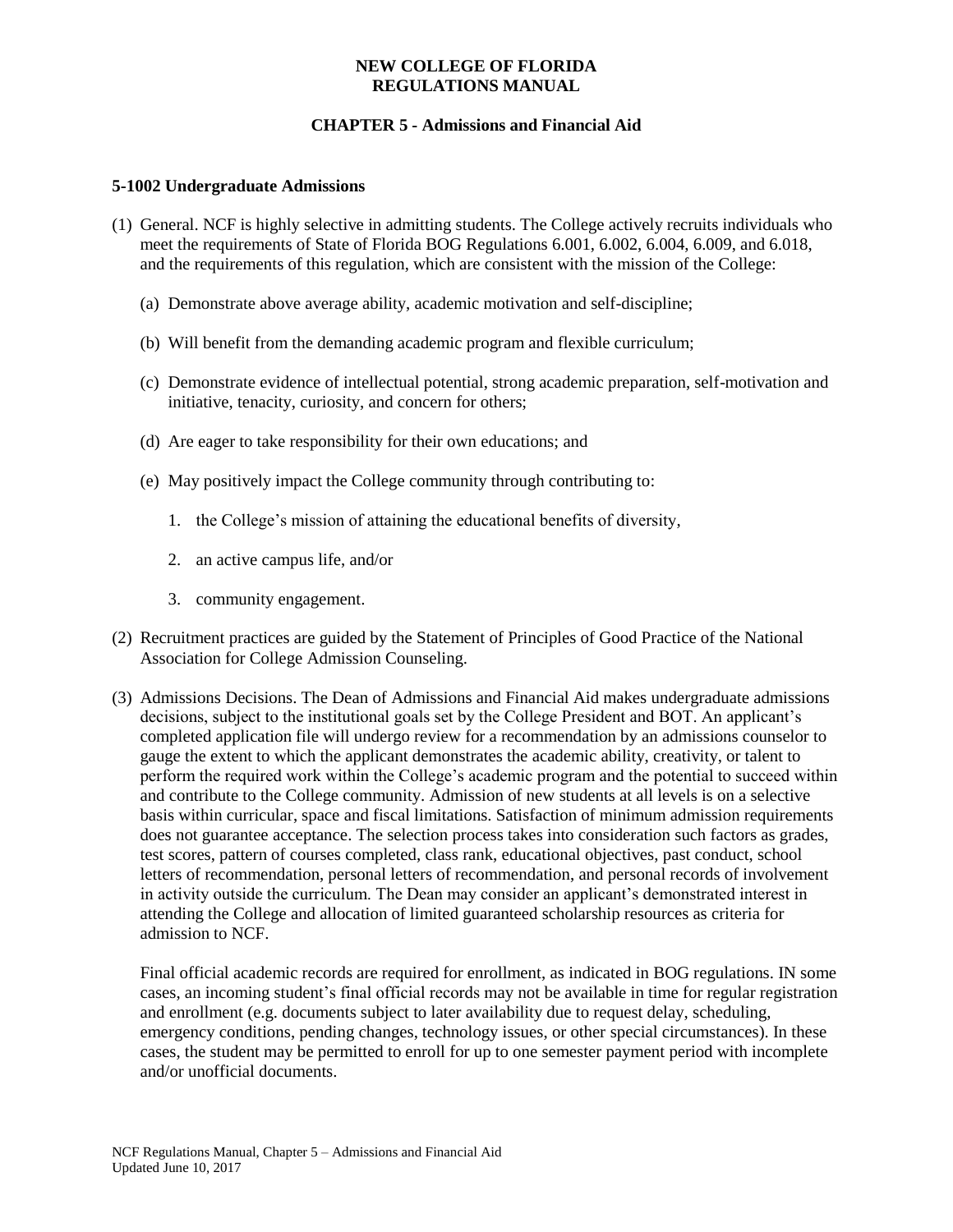# NEW COLLEGE OF FLORIDA
# REGULATIONS MANUAL

## CHAPTER 5 - Admissions and Financial Aid

### 5-1002 Undergraduate Admissions

(1) General. NCF is highly selective in admitting students. The College actively recruits individuals who meet the requirements of State of Florida BOG Regulations 6.001, 6.002, 6.004, 6.009, and 6.018, and the requirements of this regulation, which are consistent with the mission of the College:

   (a) Demonstrate above average ability, academic motivation and self-discipline;

   (b) Will benefit from the demanding academic program and flexible curriculum;

   (c) Demonstrate evidence of intellectual potential, strong academic preparation, self-motivation and initiative, tenacity, curiosity, and concern for others;

   (d) Are eager to take responsibility for their own educations; and

   (e) May positively impact the College community through contributing to:

      1. the College's mission of attaining the educational benefits of diversity,

      2. an active campus life, and/or

      3. community engagement.

(2) Recruitment practices are guided by the Statement of Principles of Good Practice of the National Association for College Admission Counseling.

(3) Admissions Decisions. The Dean of Admissions and Financial Aid makes undergraduate admissions decisions, subject to the institutional goals set by the College President and BOT. An applicant's completed application file will undergo review for a recommendation by an admissions counselor to gauge the extent to which the applicant demonstrates the academic ability, creativity, or talent to perform the required work within the College's academic program and the potential to succeed within and contribute to the College community. Admission of new students at all levels is on a selective basis within curricular, space and fiscal limitations. Satisfaction of minimum admission requirements does not guarantee acceptance. The selection process takes into consideration such factors as grades, test scores, pattern of courses completed, class rank, educational objectives, past conduct, school letters of recommendation, personal letters of recommendation, and personal records of involvement in activity outside the curriculum. The Dean may consider an applicant's demonstrated interest in attending the College and allocation of limited guaranteed scholarship resources as criteria for admission to NCF.

   Final official academic records are required for enrollment, as indicated in BOG regulations. IN some cases, an incoming student's final official records may not be available in time for regular registration and enrollment (e.g. documents subject to later availability due to request delay, scheduling, emergency conditions, pending changes, technology issues, or other special circumstances). In these cases, the student may be permitted to enroll for up to one semester payment period with incomplete and/or unofficial documents.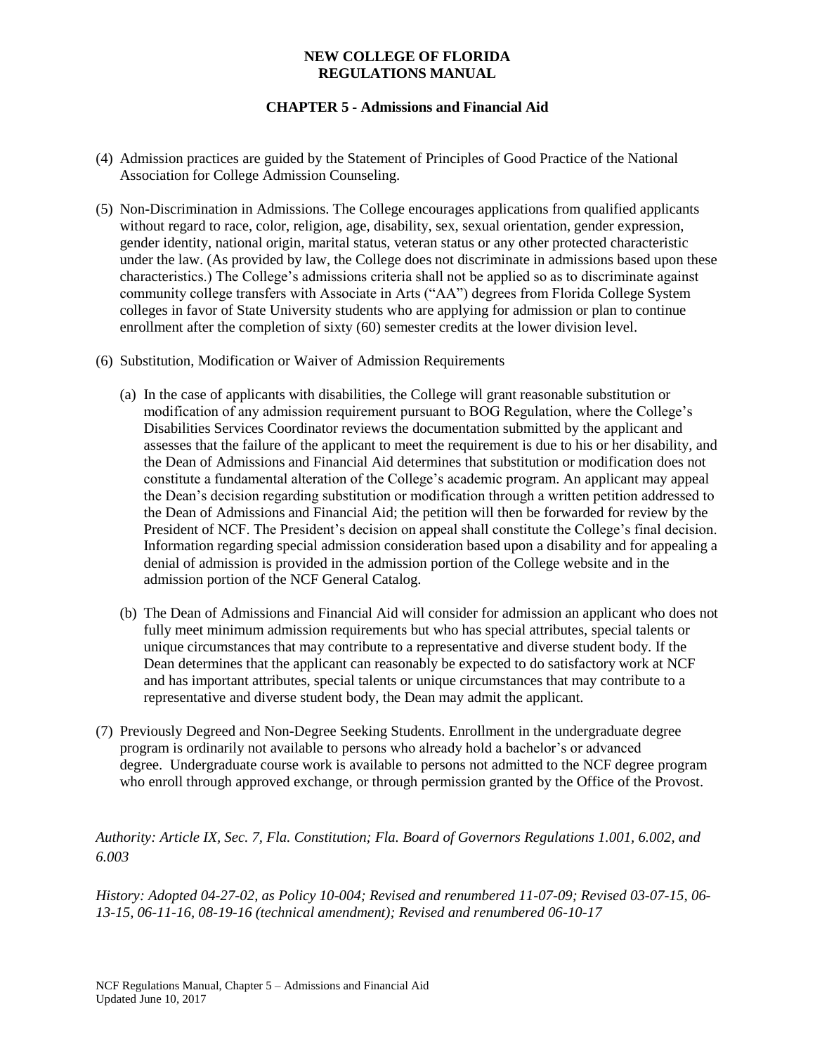**NEW COLLEGE OF FLORIDA**
**REGULATIONS MANUAL**

**CHAPTER 5 - Admissions and Financial Aid**

(4) Admission practices are guided by the Statement of Principles of Good Practice of the National Association for College Admission Counseling.

(5) Non-Discrimination in Admissions. The College encourages applications from qualified applicants without regard to race, color, religion, age, disability, sex, sexual orientation, gender expression, gender identity, national origin, marital status, veteran status or any other protected characteristic under the law. (As provided by law, the College does not discriminate in admissions based upon these characteristics.) The College's admissions criteria shall not be applied so as to discriminate against community college transfers with Associate in Arts ("AA") degrees from Florida College System colleges in favor of State University students who are applying for admission or plan to continue enrollment after the completion of sixty (60) semester credits at the lower division level.

(6) Substitution, Modification or Waiver of Admission Requirements

(a) In the case of applicants with disabilities, the College will grant reasonable substitution or modification of any admission requirement pursuant to BOG Regulation, where the College's Disabilities Services Coordinator reviews the documentation submitted by the applicant and assesses that the failure of the applicant to meet the requirement is due to his or her disability, and the Dean of Admissions and Financial Aid determines that substitution or modification does not constitute a fundamental alteration of the College's academic program. An applicant may appeal the Dean's decision regarding substitution or modification through a written petition addressed to the Dean of Admissions and Financial Aid; the petition will then be forwarded for review by the President of NCF. The President's decision on appeal shall constitute the College's final decision. Information regarding special admission consideration based upon a disability and for appealing a denial of admission is provided in the admission portion of the College website and in the admission portion of the NCF General Catalog.

(b) The Dean of Admissions and Financial Aid will consider for admission an applicant who does not fully meet minimum admission requirements but who has special attributes, special talents or unique circumstances that may contribute to a representative and diverse student body. If the Dean determines that the applicant can reasonably be expected to do satisfactory work at NCF and has important attributes, special talents or unique circumstances that may contribute to a representative and diverse student body, the Dean may admit the applicant.

(7) Previously Degreed and Non-Degree Seeking Students. Enrollment in the undergraduate degree program is ordinarily not available to persons who already hold a bachelor's or advanced degree. Undergraduate course work is available to persons not admitted to the NCF degree program who enroll through approved exchange, or through permission granted by the Office of the Provost.

*Authority: Article IX, Sec. 7, Fla. Constitution; Fla. Board of Governors Regulations 1.001, 6.002, and 6.003*

*History: Adopted 04-27-02, as Policy 10-004; Revised and renumbered 11-07-09; Revised 03-07-15, 06-13-15, 06-11-16, 08-19-16 (technical amendment); Revised and renumbered 06-10-17*